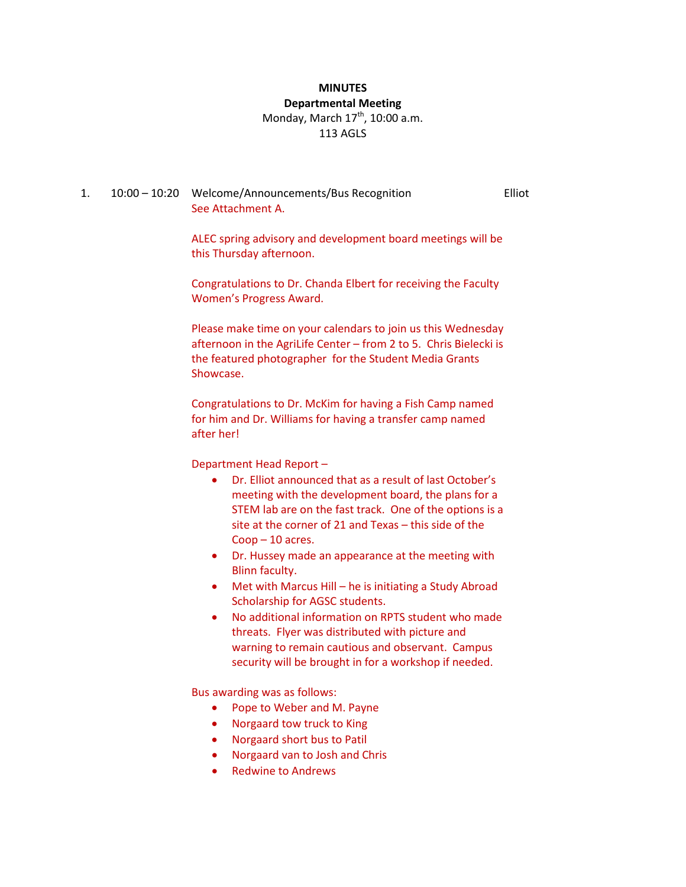**MINUTES**
**Departmental Meeting**
Monday, March 17th, 10:00 a.m.
113 AGLS

1. 10:00 – 10:20 Welcome/Announcements/Bus Recognition — Elliot

See Attachment A.

ALEC spring advisory and development board meetings will be this Thursday afternoon.

Congratulations to Dr. Chanda Elbert for receiving the Faculty Women's Progress Award.

Please make time on your calendars to join us this Wednesday afternoon in the AgriLife Center – from 2 to 5. Chris Bielecki is the featured photographer for the Student Media Grants Showcase.

Congratulations to Dr. McKim for having a Fish Camp named for him and Dr. Williams for having a transfer camp named after her!

Department Head Report –

- Dr. Elliot announced that as a result of last October's meeting with the development board, the plans for a STEM lab are on the fast track. One of the options is a site at the corner of 21 and Texas – this side of the Coop – 10 acres.
- Dr. Hussey made an appearance at the meeting with Blinn faculty.
- Met with Marcus Hill – he is initiating a Study Abroad Scholarship for AGSC students.
- No additional information on RPTS student who made threats. Flyer was distributed with picture and warning to remain cautious and observant. Campus security will be brought in for a workshop if needed.

Bus awarding was as follows:

- Pope to Weber and M. Payne
- Norgaard tow truck to King
- Norgaard short bus to Patil
- Norgaard van to Josh and Chris
- Redwine to Andrews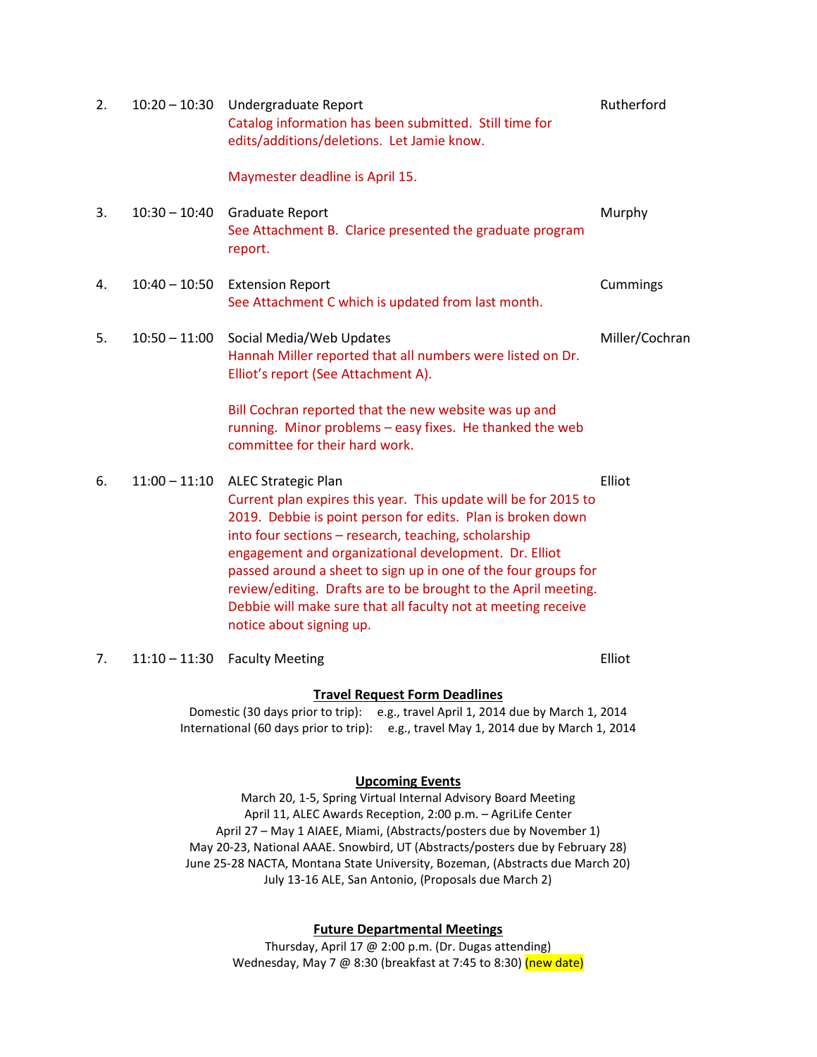| | | | |
|---|---|---|---|
| 2. | 10:20 – 10:30 | Undergraduate Report<br>Catalog information has been submitted. Still time for edits/additions/deletions. Let Jamie know.<br><br>Maymester deadline is April 15. | Rutherford |
| 3. | 10:30 – 10:40 | Graduate Report<br>See Attachment B. Clarice presented the graduate program report. | Murphy |
| 4. | 10:40 – 10:50 | Extension Report<br>See Attachment C which is updated from last month. | Cummings |
| 5. | 10:50 – 11:00 | Social Media/Web Updates<br>Hannah Miller reported that all numbers were listed on Dr. Elliot's report (See Attachment A).<br><br>Bill Cochran reported that the new website was up and running. Minor problems – easy fixes. He thanked the web committee for their hard work. | Miller/Cochran |
| 6. | 11:00 – 11:10 | ALEC Strategic Plan<br>Current plan expires this year. This update will be for 2015 to 2019. Debbie is point person for edits. Plan is broken down into four sections – research, teaching, scholarship engagement and organizational development. Dr. Elliot passed around a sheet to sign up in one of the four groups for review/editing. Drafts are to be brought to the April meeting. Debbie will make sure that all faculty not at meeting receive notice about signing up. | Elliot |
| 7. | 11:10 – 11:30 | Faculty Meeting | Elliot |

**Travel Request Form Deadlines**

Domestic (30 days prior to trip): e.g., travel April 1, 2014 due by March 1, 2014
International (60 days prior to trip): e.g., travel May 1, 2014 due by March 1, 2014

**Upcoming Events**

March 20, 1-5, Spring Virtual Internal Advisory Board Meeting
April 11, ALEC Awards Reception, 2:00 p.m. – AgriLife Center
April 27 – May 1 AIAEE, Miami, (Abstracts/posters due by November 1)
May 20-23, National AAAE. Snowbird, UT (Abstracts/posters due by February 28)
June 25-28 NACTA, Montana State University, Bozeman, (Abstracts due March 20)
July 13-16 ALE, San Antonio, (Proposals due March 2)

**Future Departmental Meetings**

Thursday, April 17 @ 2:00 p.m. (Dr. Dugas attending)
Wednesday, May 7 @ 8:30 (breakfast at 7:45 to 8:30) (new date)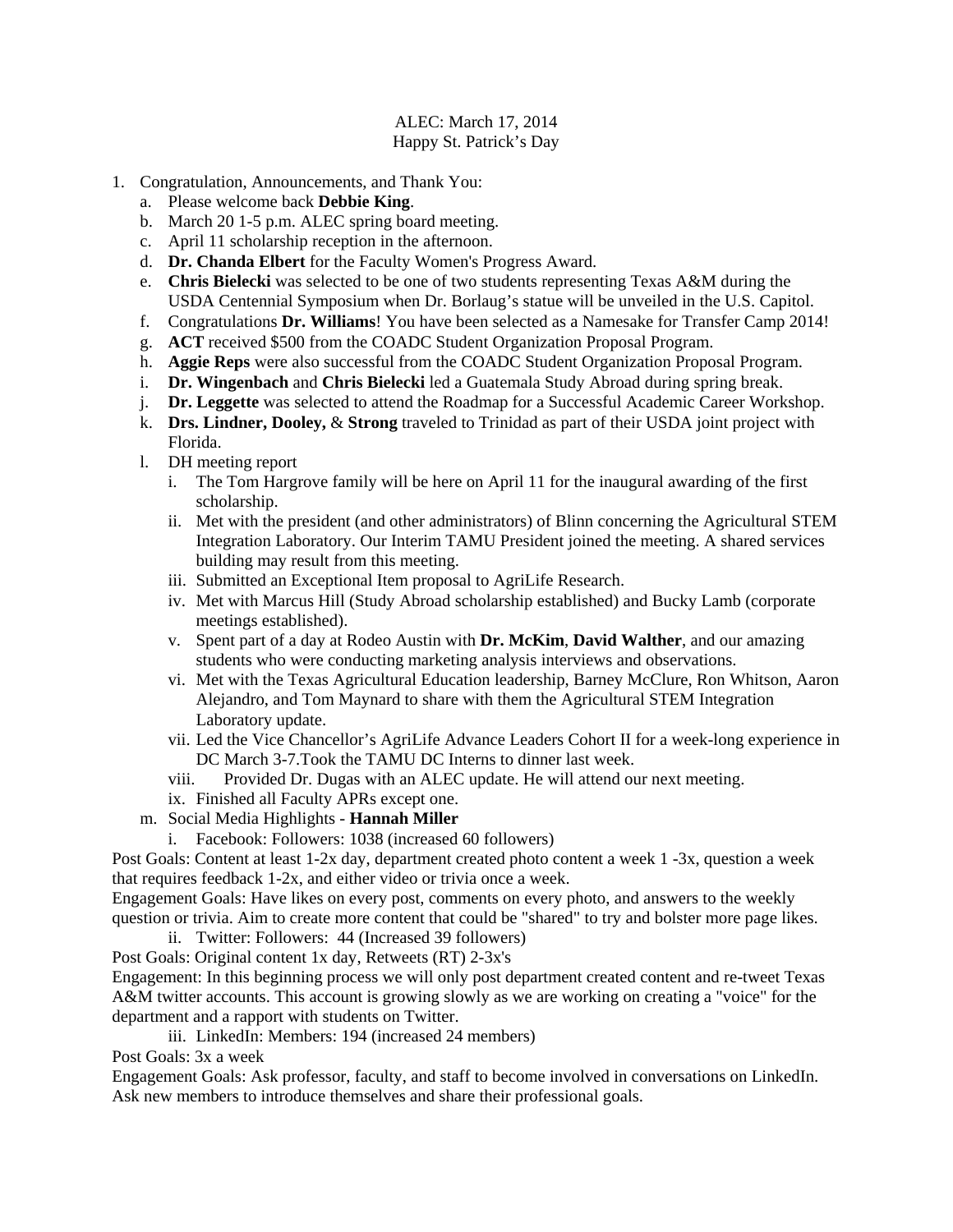ALEC: March 17, 2014

Happy St. Patrick's Day

1. Congratulation, Announcements, and Thank You:
   a. Please welcome back **Debbie King**.
   b. March 20 1-5 p.m. ALEC spring board meeting.
   c. April 11 scholarship reception in the afternoon.
   d. **Dr. Chanda Elbert** for the Faculty Women's Progress Award.
   e. **Chris Bielecki** was selected to be one of two students representing Texas A&M during the USDA Centennial Symposium when Dr. Borlaug's statue will be unveiled in the U.S. Capitol.
   f. Congratulations **Dr. Williams**! You have been selected as a Namesake for Transfer Camp 2014!
   g. **ACT** received $500 from the COADC Student Organization Proposal Program.
   h. **Aggie Reps** were also successful from the COADC Student Organization Proposal Program.
   i. **Dr. Wingenbach** and **Chris Bielecki** led a Guatemala Study Abroad during spring break.
   j. **Dr. Leggette** was selected to attend the Roadmap for a Successful Academic Career Workshop.
   k. **Drs. Lindner, Dooley,** & **Strong** traveled to Trinidad as part of their USDA joint project with Florida.
   l. DH meeting report
      i. The Tom Hargrove family will be here on April 11 for the inaugural awarding of the first scholarship.
      ii. Met with the president (and other administrators) of Blinn concerning the Agricultural STEM Integration Laboratory. Our Interim TAMU President joined the meeting. A shared services building may result from this meeting.
      iii. Submitted an Exceptional Item proposal to AgriLife Research.
      iv. Met with Marcus Hill (Study Abroad scholarship established) and Bucky Lamb (corporate meetings established).
      v. Spent part of a day at Rodeo Austin with **Dr. McKim**, **David Walther**, and our amazing students who were conducting marketing analysis interviews and observations.
      vi. Met with the Texas Agricultural Education leadership, Barney McClure, Ron Whitson, Aaron Alejandro, and Tom Maynard to share with them the Agricultural STEM Integration Laboratory update.
      vii. Led the Vice Chancellor's AgriLife Advance Leaders Cohort II for a week-long experience in DC March 3-7.Took the TAMU DC Interns to dinner last week.
      viii. Provided Dr. Dugas with an ALEC update. He will attend our next meeting.
      ix. Finished all Faculty APRs except one.
   m. Social Media Highlights - **Hannah Miller**
      i. Facebook: Followers: 1038 (increased 60 followers)

Post Goals: Content at least 1-2x day, department created photo content a week 1 -3x, question a week that requires feedback 1-2x, and either video or trivia once a week.

Engagement Goals: Have likes on every post, comments on every photo, and answers to the weekly question or trivia. Aim to create more content that could be "shared" to try and bolster more page likes.

      ii. Twitter: Followers: 44 (Increased 39 followers)

Post Goals: Original content 1x day, Retweets (RT) 2-3x's

Engagement: In this beginning process we will only post department created content and re-tweet Texas A&M twitter accounts. This account is growing slowly as we are working on creating a "voice" for the department and a rapport with students on Twitter.

      iii. LinkedIn: Members: 194 (increased 24 members)

Post Goals: 3x a week

Engagement Goals: Ask professor, faculty, and staff to become involved in conversations on LinkedIn. Ask new members to introduce themselves and share their professional goals.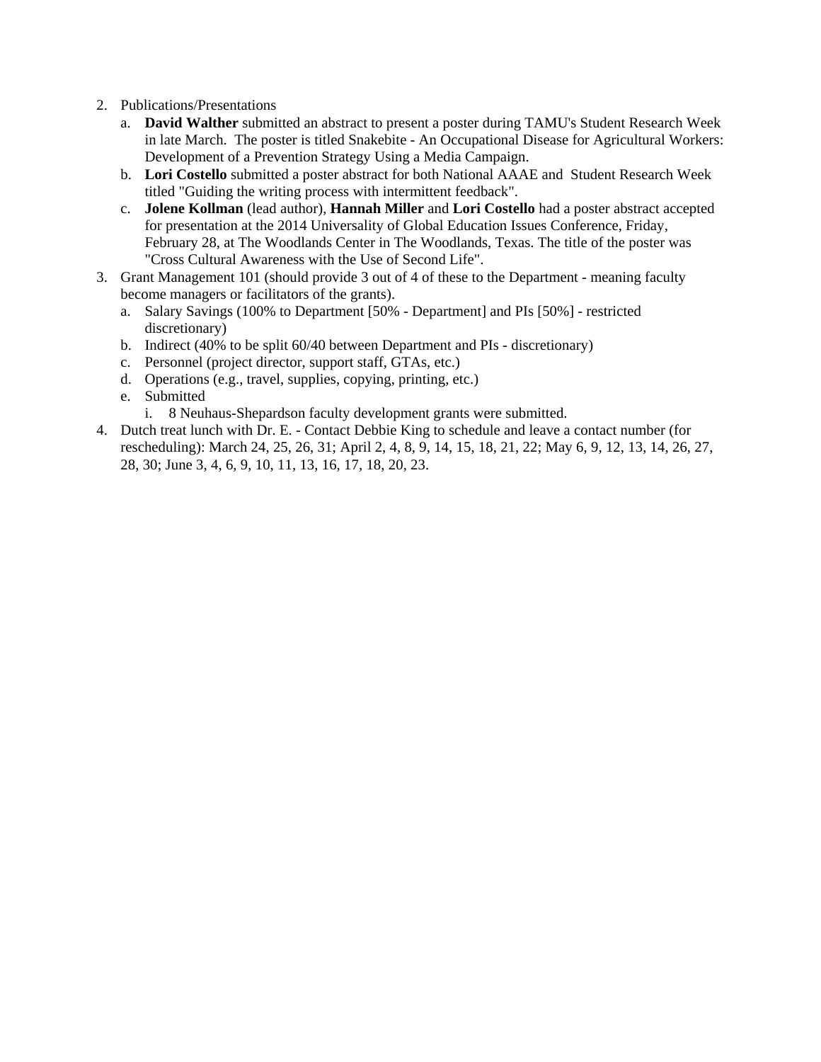2. Publications/Presentations
    a. **David Walther** submitted an abstract to present a poster during TAMU's Student Research Week in late March. The poster is titled Snakebite - An Occupational Disease for Agricultural Workers: Development of a Prevention Strategy Using a Media Campaign.
    b. **Lori Costello** submitted a poster abstract for both National AAAE and Student Research Week titled "Guiding the writing process with intermittent feedback".
    c. **Jolene Kollman** (lead author), **Hannah Miller** and **Lori Costello** had a poster abstract accepted for presentation at the 2014 Universality of Global Education Issues Conference, Friday, February 28, at The Woodlands Center in The Woodlands, Texas. The title of the poster was "Cross Cultural Awareness with the Use of Second Life".
3. Grant Management 101 (should provide 3 out of 4 of these to the Department - meaning faculty become managers or facilitators of the grants).
    a. Salary Savings (100% to Department [50% - Department] and PIs [50%] - restricted discretionary)
    b. Indirect (40% to be split 60/40 between Department and PIs - discretionary)
    c. Personnel (project director, support staff, GTAs, etc.)
    d. Operations (e.g., travel, supplies, copying, printing, etc.)
    e. Submitted
        i. 8 Neuhaus-Shepardson faculty development grants were submitted.
4. Dutch treat lunch with Dr. E. - Contact Debbie King to schedule and leave a contact number (for rescheduling): March 24, 25, 26, 31; April 2, 4, 8, 9, 14, 15, 18, 21, 22; May 6, 9, 12, 13, 14, 26, 27, 28, 30; June 3, 4, 6, 9, 10, 11, 13, 16, 17, 18, 20, 23.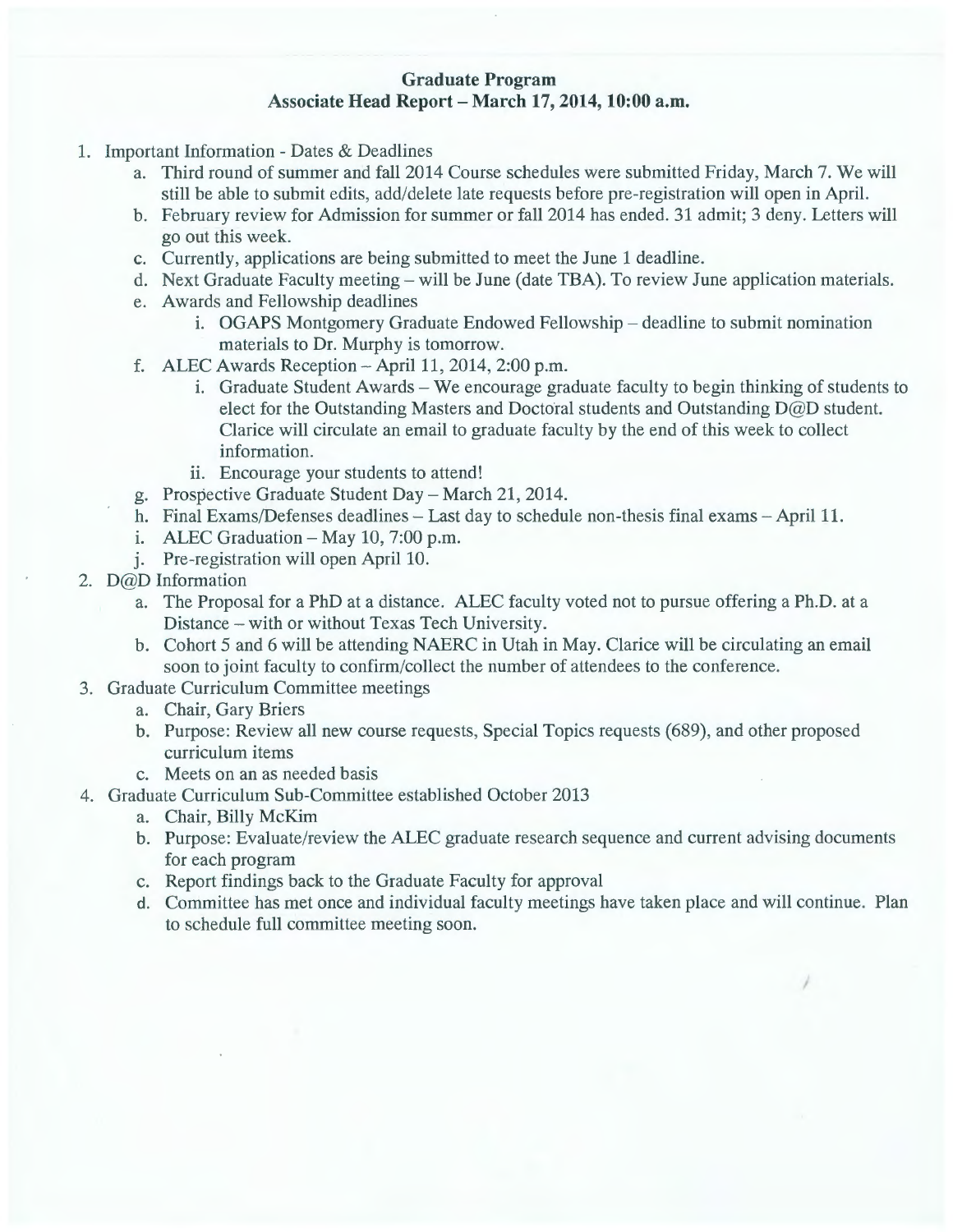**Graduate Program**
**Associate Head Report – March 17, 2014, 10:00 a.m.**

1. Important Information - Dates & Deadlines
   a. Third round of summer and fall 2014 Course schedules were submitted Friday, March 7. We will still be able to submit edits, add/delete late requests before pre-registration will open in April.
   b. February review for Admission for summer or fall 2014 has ended. 31 admit; 3 deny. Letters will go out this week.
   c. Currently, applications are being submitted to meet the June 1 deadline.
   d. Next Graduate Faculty meeting – will be June (date TBA). To review June application materials.
   e. Awards and Fellowship deadlines
      i. OGAPS Montgomery Graduate Endowed Fellowship – deadline to submit nomination materials to Dr. Murphy is tomorrow.
   f. ALEC Awards Reception – April 11, 2014, 2:00 p.m.
      i. Graduate Student Awards – We encourage graduate faculty to begin thinking of students to elect for the Outstanding Masters and Doctoral students and Outstanding D@D student. Clarice will circulate an email to graduate faculty by the end of this week to collect information.
      ii. Encourage your students to attend!
   g. Prospective Graduate Student Day – March 21, 2014.
   h. Final Exams/Defenses deadlines – Last day to schedule non-thesis final exams – April 11.
   i. ALEC Graduation – May 10, 7:00 p.m.
   j. Pre-registration will open April 10.
2. D@D Information
   a. The Proposal for a PhD at a distance. ALEC faculty voted not to pursue offering a Ph.D. at a Distance – with or without Texas Tech University.
   b. Cohort 5 and 6 will be attending NAERC in Utah in May. Clarice will be circulating an email soon to joint faculty to confirm/collect the number of attendees to the conference.
3. Graduate Curriculum Committee meetings
   a. Chair, Gary Briers
   b. Purpose: Review all new course requests, Special Topics requests (689), and other proposed curriculum items
   c. Meets on an as needed basis
4. Graduate Curriculum Sub-Committee established October 2013
   a. Chair, Billy McKim
   b. Purpose: Evaluate/review the ALEC graduate research sequence and current advising documents for each program
   c. Report findings back to the Graduate Faculty for approval
   d. Committee has met once and individual faculty meetings have taken place and will continue. Plan to schedule full committee meeting soon.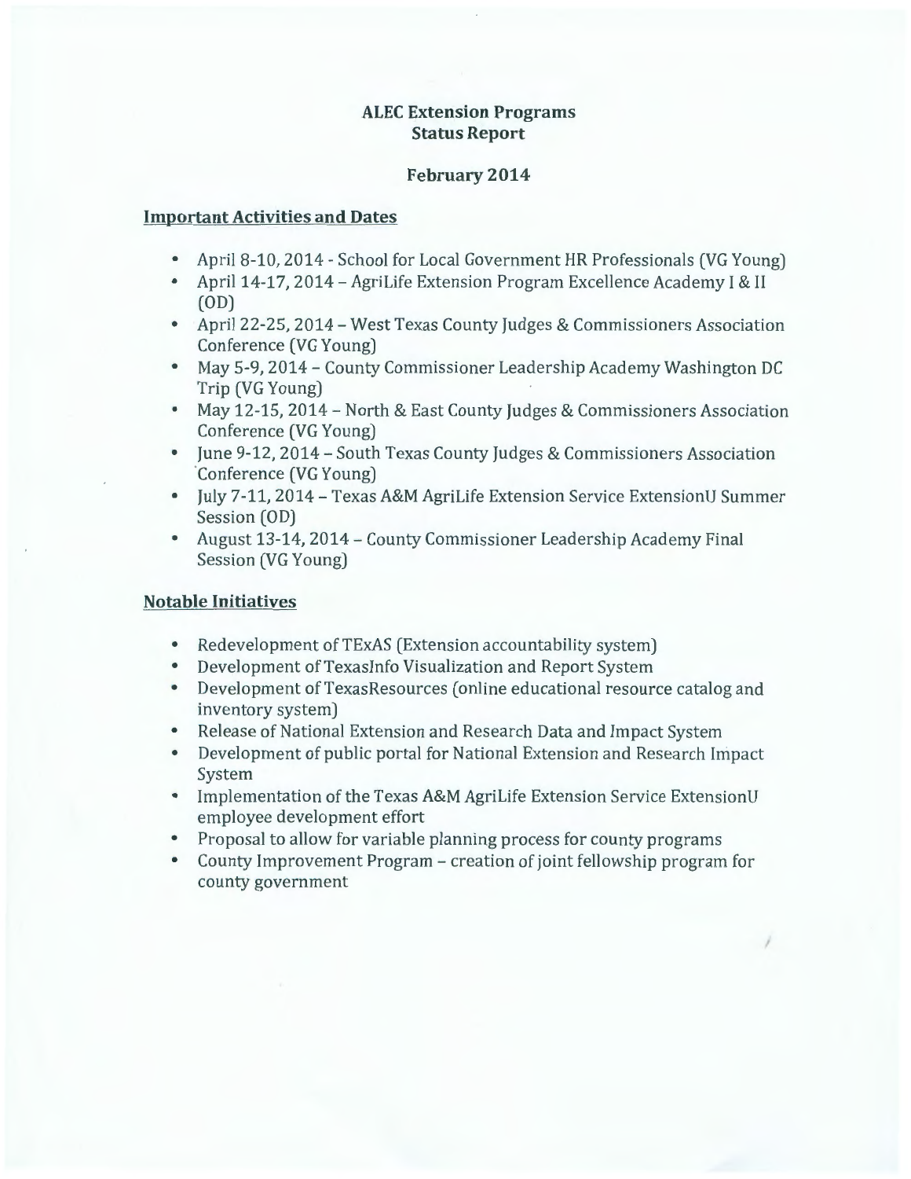# ALEC Extension Programs
# Status Report

## February 2014

### Important Activities and Dates

- April 8-10, 2014 - School for Local Government HR Professionals (VG Young)
- April 14-17, 2014 – AgriLife Extension Program Excellence Academy I & II (OD)
- April 22-25, 2014 – West Texas County Judges & Commissioners Association Conference (VG Young)
- May 5-9, 2014 – County Commissioner Leadership Academy Washington DC Trip (VG Young)
- May 12-15, 2014 – North & East County Judges & Commissioners Association Conference (VG Young)
- June 9-12, 2014 – South Texas County Judges & Commissioners Association Conference (VG Young)
- July 7-11, 2014 – Texas A&M AgriLife Extension Service ExtensionU Summer Session (OD)
- August 13-14, 2014 – County Commissioner Leadership Academy Final Session (VG Young)

### Notable Initiatives

- Redevelopment of TExAS (Extension accountability system)
- Development of TexasInfo Visualization and Report System
- Development of TexasResources (online educational resource catalog and inventory system)
- Release of National Extension and Research Data and Impact System
- Development of public portal for National Extension and Research Impact System
- Implementation of the Texas A&M AgriLife Extension Service ExtensionU employee development effort
- Proposal to allow for variable planning process for county programs
- County Improvement Program – creation of joint fellowship program for county government